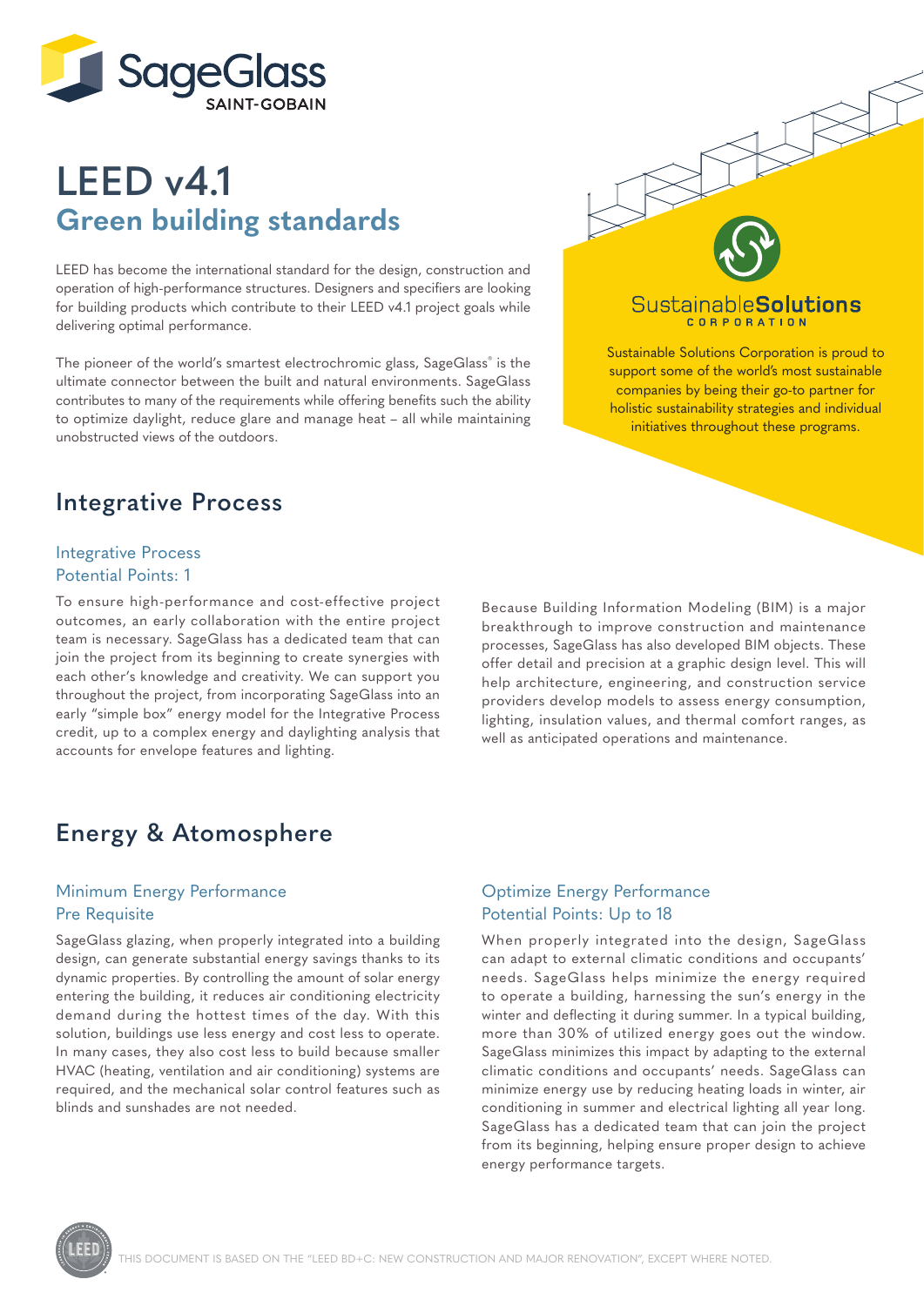SageGlass
SAINT-GOBAIN

# LEED v4.1
## Green building standards

LEED has become the international standard for the design, construction and operation of high-performance structures. Designers and specifiers are looking for building products which contribute to their LEED v4.1 project goals while delivering optimal performance.

The pioneer of the world's smartest electrochromic glass, SageGlass® is the ultimate connector between the built and natural environments. SageGlass contributes to many of the requirements while offering benefits such the ability to optimize daylight, reduce glare and manage heat – all while maintaining unobstructed views of the outdoors.

SustainableSolutions
CORPORATION

Sustainable Solutions Corporation is proud to support some of the world's most sustainable companies by being their go-to partner for holistic sustainability strategies and individual initiatives throughout these programs.

## Integrative Process

### Integrative Process
Potential Points: 1

To ensure high-performance and cost-effective project outcomes, an early collaboration with the entire project team is necessary. SageGlass has a dedicated team that can join the project from its beginning to create synergies with each other's knowledge and creativity. We can support you throughout the project, from incorporating SageGlass into an early "simple box" energy model for the Integrative Process credit, up to a complex energy and daylighting analysis that accounts for envelope features and lighting.

Because Building Information Modeling (BIM) is a major breakthrough to improve construction and maintenance processes, SageGlass has also developed BIM objects. These offer detail and precision at a graphic design level. This will help architecture, engineering, and construction service providers develop models to assess energy consumption, lighting, insulation values, and thermal comfort ranges, as well as anticipated operations and maintenance.

## Energy & Atomosphere

### Minimum Energy Performance
Pre Requisite

SageGlass glazing, when properly integrated into a building design, can generate substantial energy savings thanks to its dynamic properties. By controlling the amount of solar energy entering the building, it reduces air conditioning electricity demand during the hottest times of the day. With this solution, buildings use less energy and cost less to operate. In many cases, they also cost less to build because smaller HVAC (heating, ventilation and air conditioning) systems are required, and the mechanical solar control features such as blinds and sunshades are not needed.

### Optimize Energy Performance
Potential Points: Up to 18

When properly integrated into the design, SageGlass can adapt to external climatic conditions and occupants' needs. SageGlass helps minimize the energy required to operate a building, harnessing the sun's energy in the winter and deflecting it during summer. In a typical building, more than 30% of utilized energy goes out the window. SageGlass minimizes this impact by adapting to the external climatic conditions and occupants' needs. SageGlass can minimize energy use by reducing heating loads in winter, air conditioning in summer and electrical lighting all year long. SageGlass has a dedicated team that can join the project from its beginning, helping ensure proper design to achieve energy performance targets.

THIS DOCUMENT IS BASED ON THE "LEED BD+C: NEW CONSTRUCTION AND MAJOR RENOVATION", EXCEPT WHERE NOTED.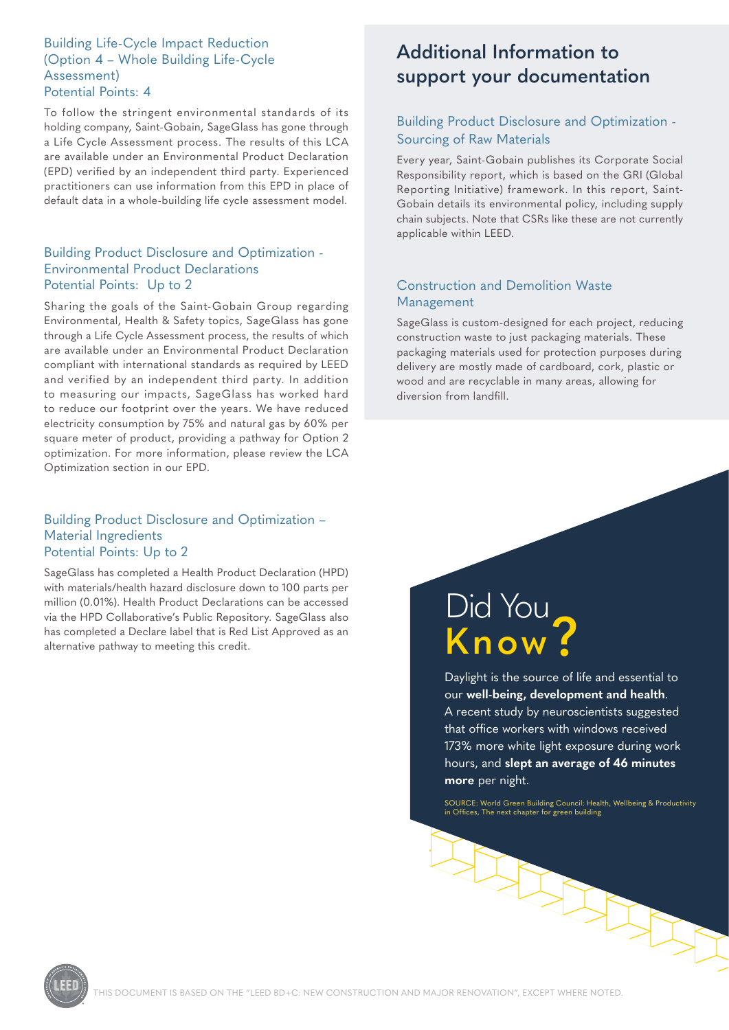### Building Life-Cycle Impact Reduction (Option 4 – Whole Building Life-Cycle Assessment)
### Potential Points: 4

To follow the stringent environmental standards of its holding company, Saint-Gobain, SageGlass has gone through a Life Cycle Assessment process. The results of this LCA are available under an Environmental Product Declaration (EPD) verified by an independent third party. Experienced practitioners can use information from this EPD in place of default data in a whole-building life cycle assessment model.

### Building Product Disclosure and Optimization - Environmental Product Declarations
### Potential Points: Up to 2

Sharing the goals of the Saint-Gobain Group regarding Environmental, Health & Safety topics, SageGlass has gone through a Life Cycle Assessment process, the results of which are available under an Environmental Product Declaration compliant with international standards as required by LEED and verified by an independent third party. In addition to measuring our impacts, SageGlass has worked hard to reduce our footprint over the years. We have reduced electricity consumption by 75% and natural gas by 60% per square meter of product, providing a pathway for Option 2 optimization. For more information, please review the LCA Optimization section in our EPD.

### Building Product Disclosure and Optimization – Material Ingredients
### Potential Points: Up to 2

SageGlass has completed a Health Product Declaration (HPD) with materials/health hazard disclosure down to 100 parts per million (0.01%). Health Product Declarations can be accessed via the HPD Collaborative's Public Repository. SageGlass also has completed a Declare label that is Red List Approved as an alternative pathway to meeting this credit.

## Additional Information to support your documentation

### Building Product Disclosure and Optimization - Sourcing of Raw Materials

Every year, Saint-Gobain publishes its Corporate Social Responsibility report, which is based on the GRI (Global Reporting Initiative) framework. In this report, Saint-Gobain details its environmental policy, including supply chain subjects. Note that CSRs like these are not currently applicable within LEED.

### Construction and Demolition Waste Management

SageGlass is custom-designed for each project, reducing construction waste to just packaging materials. These packaging materials used for protection purposes during delivery are mostly made of cardboard, cork, plastic or wood and are recyclable in many areas, allowing for diversion from landfill.

## Did You Know?

Daylight is the source of life and essential to our **well-being, development and health**. A recent study by neuroscientists suggested that office workers with windows received 173% more white light exposure during work hours, and **slept an average of 46 minutes more** per night.

SOURCE: World Green Building Council: Health, Wellbeing & Productivity in Offices, The next chapter for green building

THIS DOCUMENT IS BASED ON THE "LEED BD+C: NEW CONSTRUCTION AND MAJOR RENOVATION", EXCEPT WHERE NOTED.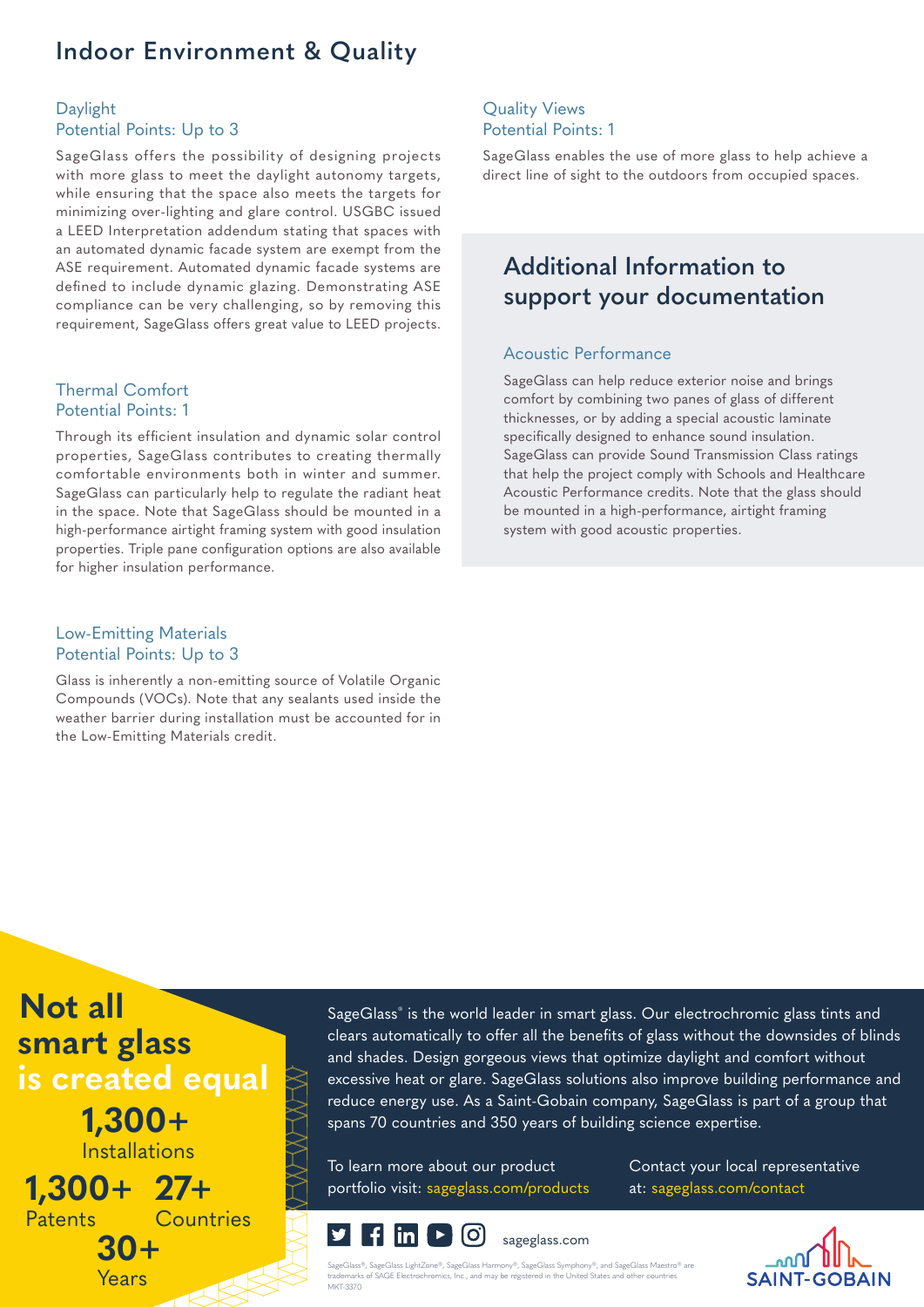# Indoor Environment & Quality

### Daylight
Potential Points: Up to 3

SageGlass offers the possibility of designing projects with more glass to meet the daylight autonomy targets, while ensuring that the space also meets the targets for minimizing over-lighting and glare control. USGBC issued a LEED Interpretation addendum stating that spaces with an automated dynamic facade system are exempt from the ASE requirement. Automated dynamic facade systems are defined to include dynamic glazing. Demonstrating ASE compliance can be very challenging, so by removing this requirement, SageGlass offers great value to LEED projects.

### Thermal Comfort
Potential Points: 1

Through its efficient insulation and dynamic solar control properties, SageGlass contributes to creating thermally comfortable environments both in winter and summer. SageGlass can particularly help to regulate the radiant heat in the space. Note that SageGlass should be mounted in a high-performance airtight framing system with good insulation properties. Triple pane configuration options are also available for higher insulation performance.

### Low-Emitting Materials
Potential Points: Up to 3

Glass is inherently a non-emitting source of Volatile Organic Compounds (VOCs). Note that any sealants used inside the weather barrier during installation must be accounted for in the Low-Emitting Materials credit.

### Quality Views
Potential Points: 1

SageGlass enables the use of more glass to help achieve a direct line of sight to the outdoors from occupied spaces.

## Additional Information to support your documentation

### Acoustic Performance

SageGlass can help reduce exterior noise and brings comfort by combining two panes of glass of different thicknesses, or by adding a special acoustic laminate specifically designed to enhance sound insulation. SageGlass can provide Sound Transmission Class ratings that help the project comply with Schools and Healthcare Acoustic Performance credits. Note that the glass should be mounted in a high-performance, airtight framing system with good acoustic properties.

**Not all smart glass is created equal**

**1,300+** Installations

**1,300+** Patents

**27+** Countries

**30+** Years

SageGlass® is the world leader in smart glass. Our electrochromic glass tints and clears automatically to offer all the benefits of glass without the downsides of blinds and shades. Design gorgeous views that optimize daylight and comfort without excessive heat or glare. SageGlass solutions also improve building performance and reduce energy use. As a Saint-Gobain company, SageGlass is part of a group that spans 70 countries and 350 years of building science expertise.

To learn more about our product portfolio visit: sageglass.com/products

Contact your local representative at: sageglass.com/contact

sageglass.com

SageGlass®, SageGlass LightZone®, SageGlass Harmony®, SageGlass Symphony®, and SageGlass Maestro® are trademarks of SAGE Electrochromics, Inc., and may be registered in the United States and other countries.
MKT-337.0

SAINT-GOBAIN